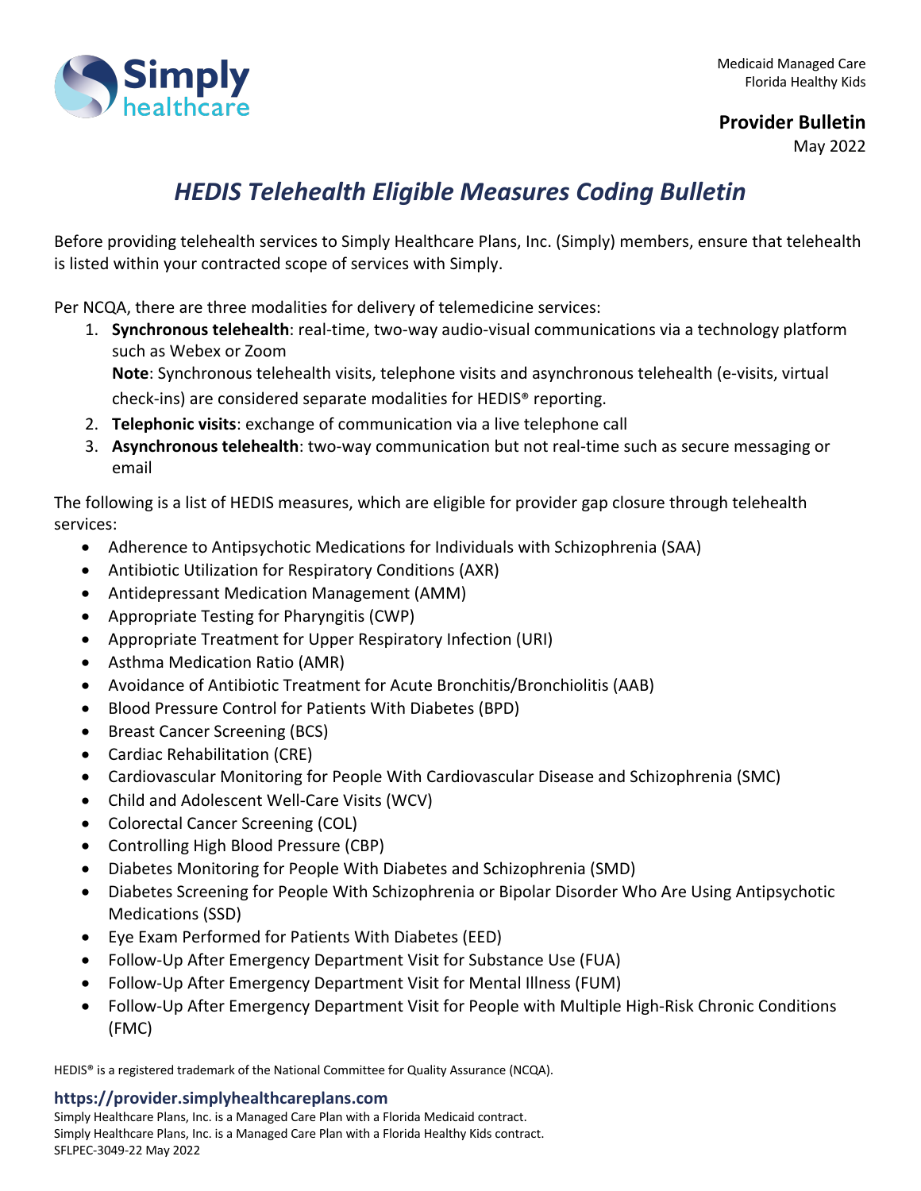Medicaid Managed Care
Florida Healthy Kids

**Provider Bulletin**
May 2022

# *HEDIS Telehealth Eligible Measures Coding Bulletin*

Before providing telehealth services to Simply Healthcare Plans, Inc. (Simply) members, ensure that telehealth is listed within your contracted scope of services with Simply.

Per NCQA, there are three modalities for delivery of telemedicine services:

1. **Synchronous telehealth**: real-time, two-way audio-visual communications via a technology platform such as Webex or Zoom
   **Note**: Synchronous telehealth visits, telephone visits and asynchronous telehealth (e-visits, virtual check-ins) are considered separate modalities for HEDIS® reporting.
2. **Telephonic visits**: exchange of communication via a live telephone call
3. **Asynchronous telehealth**: two-way communication but not real-time such as secure messaging or email

The following is a list of HEDIS measures, which are eligible for provider gap closure through telehealth services:

- Adherence to Antipsychotic Medications for Individuals with Schizophrenia (SAA)
- Antibiotic Utilization for Respiratory Conditions (AXR)
- Antidepressant Medication Management (AMM)
- Appropriate Testing for Pharyngitis (CWP)
- Appropriate Treatment for Upper Respiratory Infection (URI)
- Asthma Medication Ratio (AMR)
- Avoidance of Antibiotic Treatment for Acute Bronchitis/Bronchiolitis (AAB)
- Blood Pressure Control for Patients With Diabetes (BPD)
- Breast Cancer Screening (BCS)
- Cardiac Rehabilitation (CRE)
- Cardiovascular Monitoring for People With Cardiovascular Disease and Schizophrenia (SMC)
- Child and Adolescent Well-Care Visits (WCV)
- Colorectal Cancer Screening (COL)
- Controlling High Blood Pressure (CBP)
- Diabetes Monitoring for People With Diabetes and Schizophrenia (SMD)
- Diabetes Screening for People With Schizophrenia or Bipolar Disorder Who Are Using Antipsychotic Medications (SSD)
- Eye Exam Performed for Patients With Diabetes (EED)
- Follow-Up After Emergency Department Visit for Substance Use (FUA)
- Follow-Up After Emergency Department Visit for Mental Illness (FUM)
- Follow-Up After Emergency Department Visit for People with Multiple High-Risk Chronic Conditions (FMC)

HEDIS® is a registered trademark of the National Committee for Quality Assurance (NCQA).

**https://provider.simplyhealthcareplans.com**
Simply Healthcare Plans, Inc. is a Managed Care Plan with a Florida Medicaid contract.
Simply Healthcare Plans, Inc. is a Managed Care Plan with a Florida Healthy Kids contract.
SFLPEC-3049-22 May 2022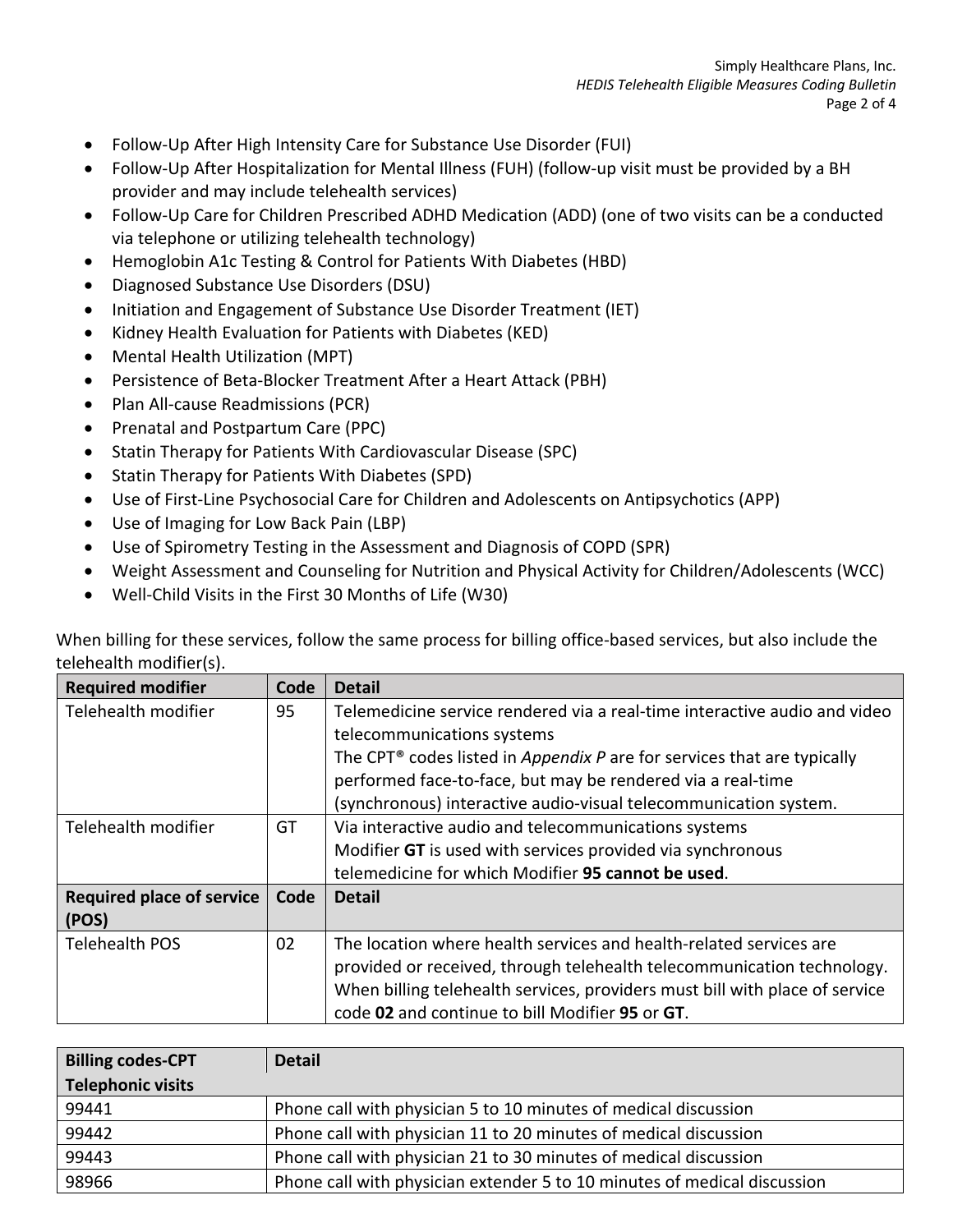- Follow-Up After High Intensity Care for Substance Use Disorder (FUI)
- Follow-Up After Hospitalization for Mental Illness (FUH) (follow-up visit must be provided by a BH provider and may include telehealth services)
- Follow-Up Care for Children Prescribed ADHD Medication (ADD) (one of two visits can be a conducted via telephone or utilizing telehealth technology)
- Hemoglobin A1c Testing & Control for Patients With Diabetes (HBD)
- Diagnosed Substance Use Disorders (DSU)
- Initiation and Engagement of Substance Use Disorder Treatment (IET)
- Kidney Health Evaluation for Patients with Diabetes (KED)
- Mental Health Utilization (MPT)
- Persistence of Beta-Blocker Treatment After a Heart Attack (PBH)
- Plan All-cause Readmissions (PCR)
- Prenatal and Postpartum Care (PPC)
- Statin Therapy for Patients With Cardiovascular Disease (SPC)
- Statin Therapy for Patients With Diabetes (SPD)
- Use of First-Line Psychosocial Care for Children and Adolescents on Antipsychotics (APP)
- Use of Imaging for Low Back Pain (LBP)
- Use of Spirometry Testing in the Assessment and Diagnosis of COPD (SPR)
- Weight Assessment and Counseling for Nutrition and Physical Activity for Children/Adolescents (WCC)
- Well-Child Visits in the First 30 Months of Life (W30)

When billing for these services, follow the same process for billing office-based services, but also include the telehealth modifier(s).

| Required modifier | Code | Detail |
|---|---|---|
| Telehealth modifier | 95 | Telemedicine service rendered via a real-time interactive audio and video telecommunications systems<br>The CPT® codes listed in *Appendix P* are for services that are typically performed face-to-face, but may be rendered via a real-time (synchronous) interactive audio-visual telecommunication system. |
| Telehealth modifier | GT | Via interactive audio and telecommunications systems<br>Modifier **GT** is used with services provided via synchronous telemedicine for which Modifier **95 cannot be used**. |
| **Required place of service (POS)** | **Code** | **Detail** |
| Telehealth POS | 02 | The location where health services and health-related services are provided or received, through telehealth telecommunication technology. When billing telehealth services, providers must bill with place of service code **02** and continue to bill Modifier **95** or **GT**. |

| Billing codes-CPT | Detail |
|---|---|
| **Telephonic visits** | |
| 99441 | Phone call with physician 5 to 10 minutes of medical discussion |
| 99442 | Phone call with physician 11 to 20 minutes of medical discussion |
| 99443 | Phone call with physician 21 to 30 minutes of medical discussion |
| 98966 | Phone call with physician extender 5 to 10 minutes of medical discussion |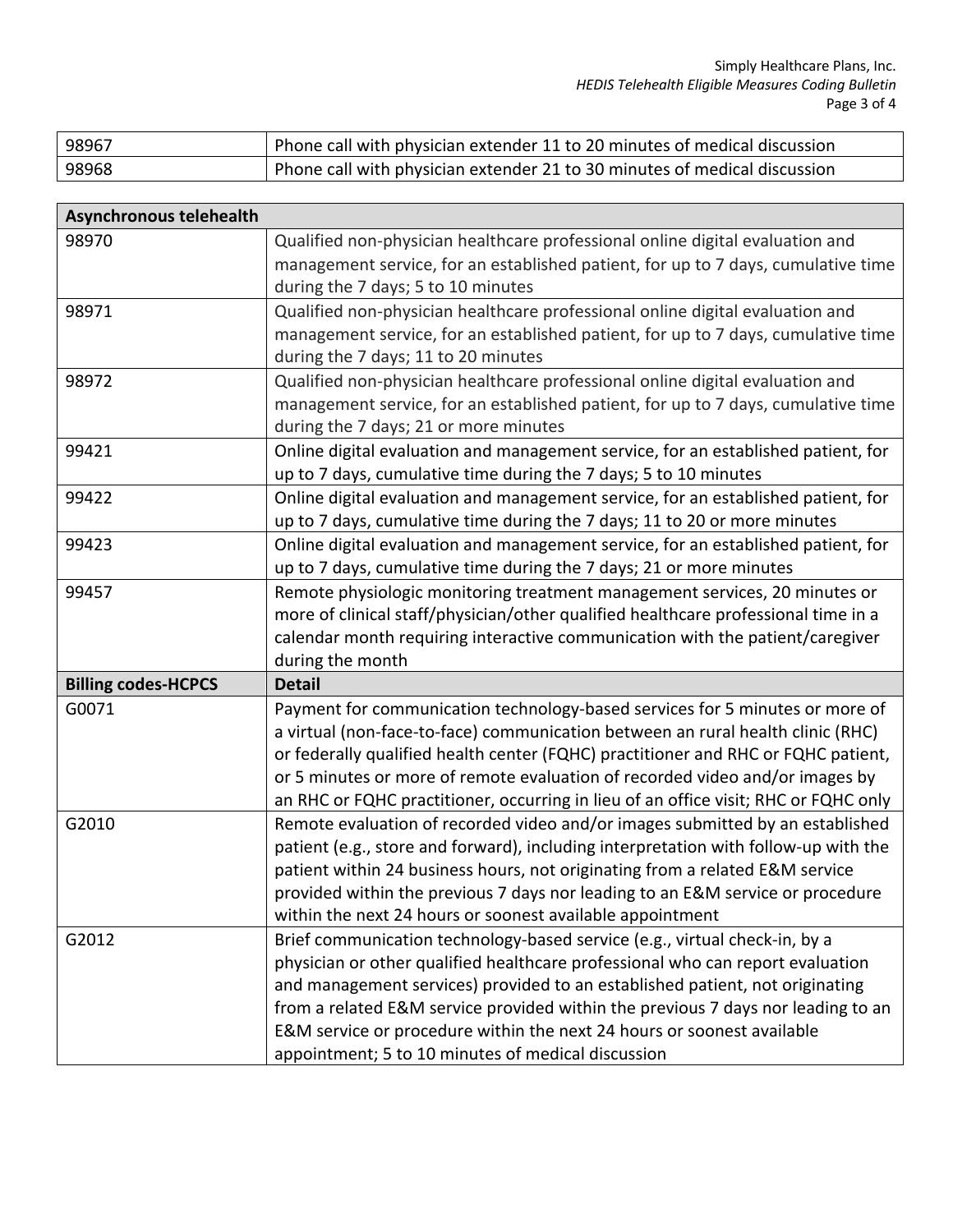| | |
|---|---|
| 98967 | Phone call with physician extender 11 to 20 minutes of medical discussion |
| 98968 | Phone call with physician extender 21 to 30 minutes of medical discussion |

| **Asynchronous telehealth** | |
|---|---|
| 98970 | Qualified non-physician healthcare professional online digital evaluation and management service, for an established patient, for up to 7 days, cumulative time during the 7 days; 5 to 10 minutes |
| 98971 | Qualified non-physician healthcare professional online digital evaluation and management service, for an established patient, for up to 7 days, cumulative time during the 7 days; 11 to 20 minutes |
| 98972 | Qualified non-physician healthcare professional online digital evaluation and management service, for an established patient, for up to 7 days, cumulative time during the 7 days; 21 or more minutes |
| 99421 | Online digital evaluation and management service, for an established patient, for up to 7 days, cumulative time during the 7 days; 5 to 10 minutes |
| 99422 | Online digital evaluation and management service, for an established patient, for up to 7 days, cumulative time during the 7 days; 11 to 20 or more minutes |
| 99423 | Online digital evaluation and management service, for an established patient, for up to 7 days, cumulative time during the 7 days; 21 or more minutes |
| 99457 | Remote physiologic monitoring treatment management services, 20 minutes or more of clinical staff/physician/other qualified healthcare professional time in a calendar month requiring interactive communication with the patient/caregiver during the month |
| **Billing codes-HCPCS** | **Detail** |
| G0071 | Payment for communication technology-based services for 5 minutes or more of a virtual (non-face-to-face) communication between an rural health clinic (RHC) or federally qualified health center (FQHC) practitioner and RHC or FQHC patient, or 5 minutes or more of remote evaluation of recorded video and/or images by an RHC or FQHC practitioner, occurring in lieu of an office visit; RHC or FQHC only |
| G2010 | Remote evaluation of recorded video and/or images submitted by an established patient (e.g., store and forward), including interpretation with follow-up with the patient within 24 business hours, not originating from a related E&M service provided within the previous 7 days nor leading to an E&M service or procedure within the next 24 hours or soonest available appointment |
| G2012 | Brief communication technology-based service (e.g., virtual check-in, by a physician or other qualified healthcare professional who can report evaluation and management services) provided to an established patient, not originating from a related E&M service provided within the previous 7 days nor leading to an E&M service or procedure within the next 24 hours or soonest available appointment; 5 to 10 minutes of medical discussion |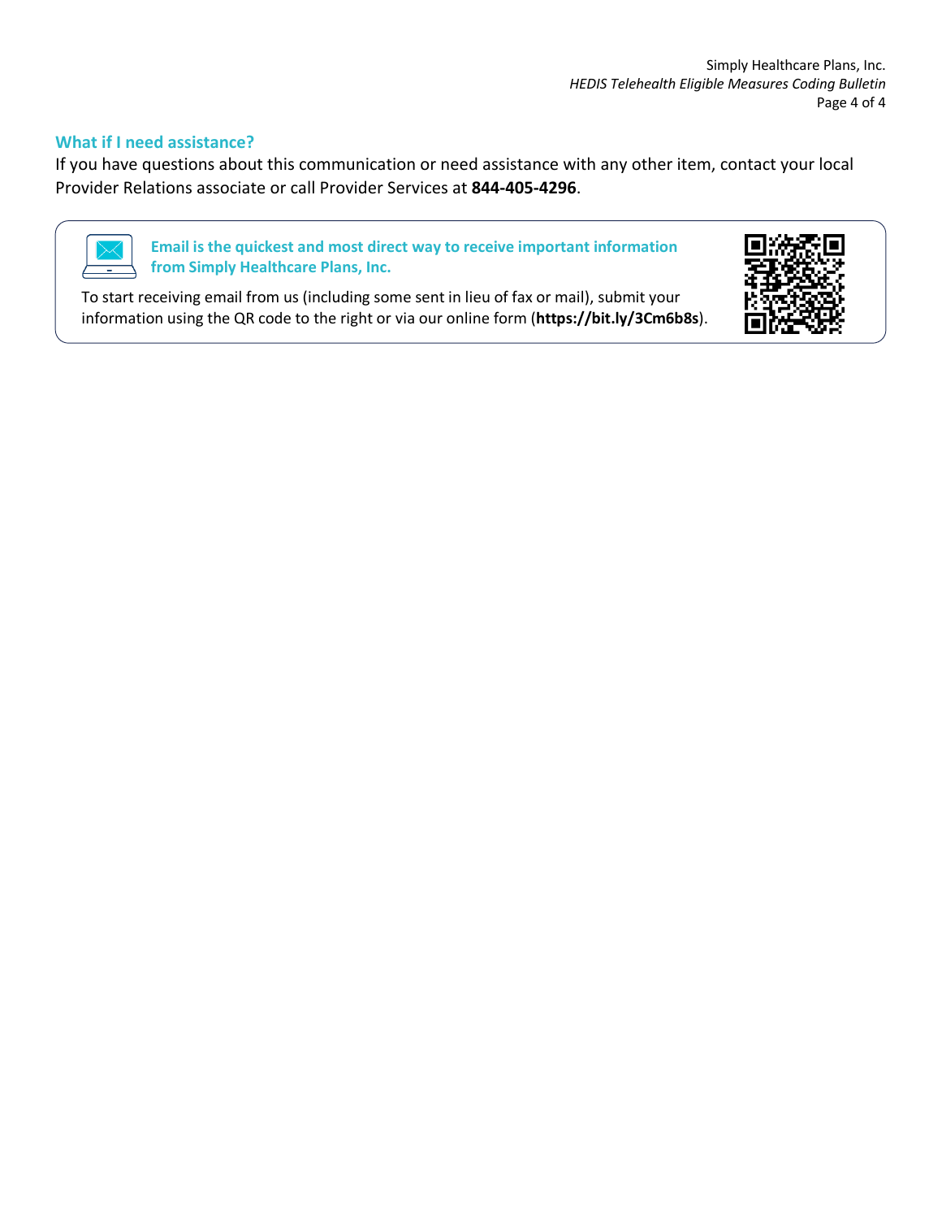## What if I need assistance?

If you have questions about this communication or need assistance with any other item, contact your local Provider Relations associate or call Provider Services at **844-405-4296**.

**Email is the quickest and most direct way to receive important information from Simply Healthcare Plans, Inc.**

To start receiving email from us (including some sent in lieu of fax or mail), submit your information using the QR code to the right or via our online form (**https://bit.ly/3Cm6b8s**).